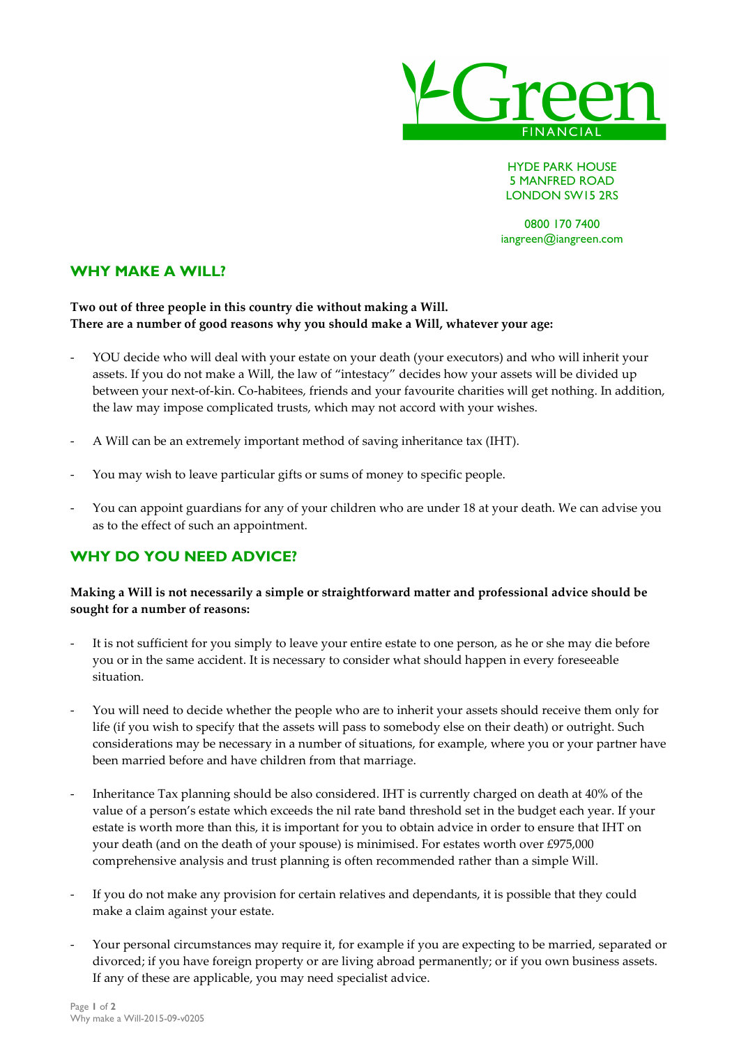Green FINANCIAL

HYDE PARK HOUSE
5 MANFRED ROAD
LONDON SW15 2RS

0800 170 7400
iangreen@iangreen.com

## WHY MAKE A WILL?

**Two out of three people in this country die without making a Will.**
**There are a number of good reasons why you should make a Will, whatever your age:**

- YOU decide who will deal with your estate on your death (your executors) and who will inherit your assets. If you do not make a Will, the law of "intestacy" decides how your assets will be divided up between your next-of-kin. Co-habitees, friends and your favourite charities will get nothing. In addition, the law may impose complicated trusts, which may not accord with your wishes.

- A Will can be an extremely important method of saving inheritance tax (IHT).

- You may wish to leave particular gifts or sums of money to specific people.

- You can appoint guardians for any of your children who are under 18 at your death. We can advise you as to the effect of such an appointment.

## WHY DO YOU NEED ADVICE?

**Making a Will is not necessarily a simple or straightforward matter and professional advice should be sought for a number of reasons:**

- It is not sufficient for you simply to leave your entire estate to one person, as he or she may die before you or in the same accident. It is necessary to consider what should happen in every foreseeable situation.

- You will need to decide whether the people who are to inherit your assets should receive them only for life (if you wish to specify that the assets will pass to somebody else on their death) or outright. Such considerations may be necessary in a number of situations, for example, where you or your partner have been married before and have children from that marriage.

- Inheritance Tax planning should be also considered. IHT is currently charged on death at 40% of the value of a person's estate which exceeds the nil rate band threshold set in the budget each year. If your estate is worth more than this, it is important for you to obtain advice in order to ensure that IHT on your death (and on the death of your spouse) is minimised. For estates worth over £975,000 comprehensive analysis and trust planning is often recommended rather than a simple Will.

- If you do not make any provision for certain relatives and dependants, it is possible that they could make a claim against your estate.

- Your personal circumstances may require it, for example if you are expecting to be married, separated or divorced; if you have foreign property or are living abroad permanently; or if you own business assets. If any of these are applicable, you may need specialist advice.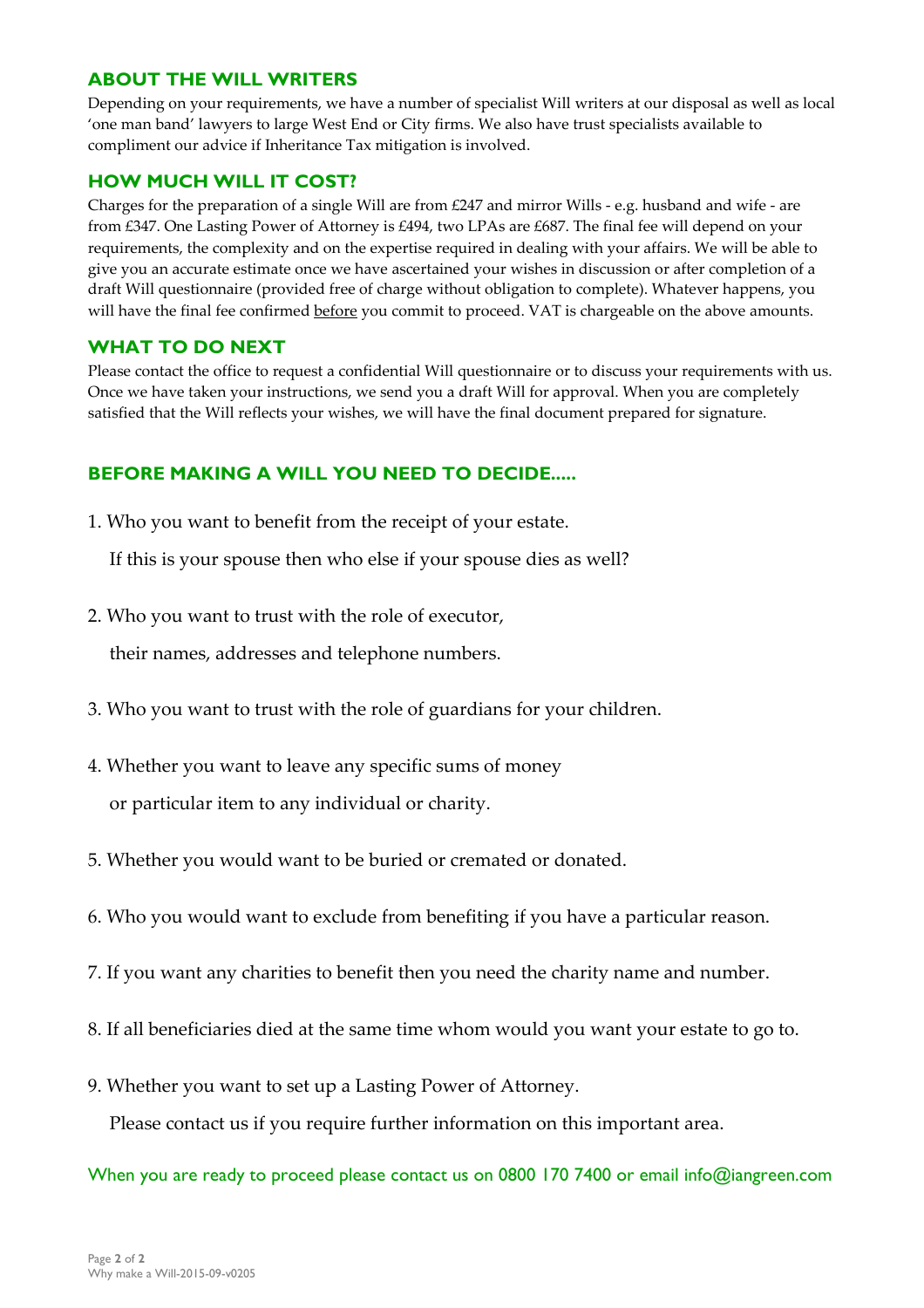## ABOUT THE WILL WRITERS

Depending on your requirements, we have a number of specialist Will writers at our disposal as well as local 'one man band' lawyers to large West End or City firms. We also have trust specialists available to compliment our advice if Inheritance Tax mitigation is involved.

## HOW MUCH WILL IT COST?

Charges for the preparation of a single Will are from £247 and mirror Wills - e.g. husband and wife - are from £347. One Lasting Power of Attorney is £494, two LPAs are £687. The final fee will depend on your requirements, the complexity and on the expertise required in dealing with your affairs. We will be able to give you an accurate estimate once we have ascertained your wishes in discussion or after completion of a draft Will questionnaire (provided free of charge without obligation to complete). Whatever happens, you will have the final fee confirmed <u>before</u> you commit to proceed. VAT is chargeable on the above amounts.

## WHAT TO DO NEXT

Please contact the office to request a confidential Will questionnaire or to discuss your requirements with us. Once we have taken your instructions, we send you a draft Will for approval. When you are completely satisfied that the Will reflects your wishes, we will have the final document prepared for signature.

## BEFORE MAKING A WILL YOU NEED TO DECIDE.....

1. Who you want to benefit from the receipt of your estate.

   If this is your spouse then who else if your spouse dies as well?

2. Who you want to trust with the role of executor,

   their names, addresses and telephone numbers.

3. Who you want to trust with the role of guardians for your children.

4. Whether you want to leave any specific sums of money

   or particular item to any individual or charity.

5. Whether you would want to be buried or cremated or donated.

6. Who you would want to exclude from benefiting if you have a particular reason.

7. If you want any charities to benefit then you need the charity name and number.

8. If all beneficiaries died at the same time whom would you want your estate to go to.

9. Whether you want to set up a Lasting Power of Attorney.

   Please contact us if you require further information on this important area.

When you are ready to proceed please contact us on 0800 170 7400 or email info@iangreen.com

Why make a Will-2015-09-v0205